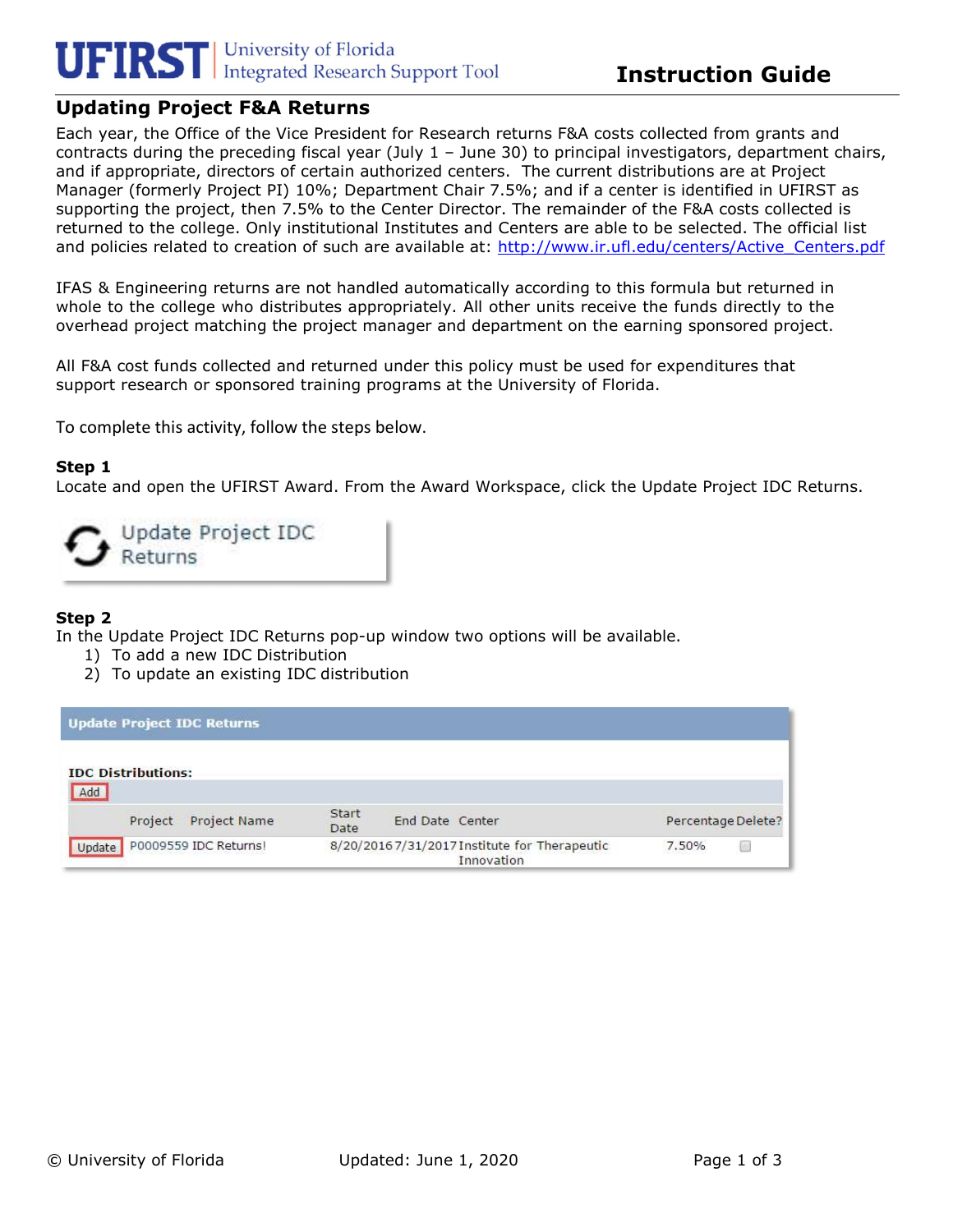# Updating Project F&A Returns

Each year, the Office of the Vice President for Research returns F&A costs collected from grants and contracts during the preceding fiscal year (July 1 – June 30) to principal investigators, department chairs, and if appropriate, directors of certain authorized centers. The current distributions are at Project Manager (formerly Project PI) 10%; Department Chair 7.5%; and if a center is identified in UFIRST as supporting the project, then 7.5% to the Center Director. The remainder of the F&A costs collected is returned to the college. Only institutional Institutes and Centers are able to be selected. The official list and policies related to creation of such are available at: http://www.ir.ufl.edu/centers/Active_Centers.pdf

IFAS & Engineering returns are not handled automatically according to this formula but returned in whole to the college who distributes appropriately. All other units receive the funds directly to the overhead project matching the project manager and department on the earning sponsored project.

All F&A cost funds collected and returned under this policy must be used for expenditures that support research or sponsored training programs at the University of Florida.

To complete this activity, follow the steps below.

**Step 1**

Locate and open the UFIRST Award. From the Award Workspace, click the Update Project IDC Returns.

Update Project IDC Returns

**Step 2**

In the Update Project IDC Returns pop-up window two options will be available.

1) To add a new IDC Distribution
2) To update an existing IDC distribution

**Update Project IDC Returns**

**IDC Distributions:**

Add

| | Project | Project Name | Start Date | End Date | Center | Percentage | Delete? |
|---|---|---|---|---|---|---|---|
| Update | P0009559 | IDC Returns! | 8/20/2016 | 7/31/2017 | Institute for Therapeutic Innovation | 7.50% | ☐ |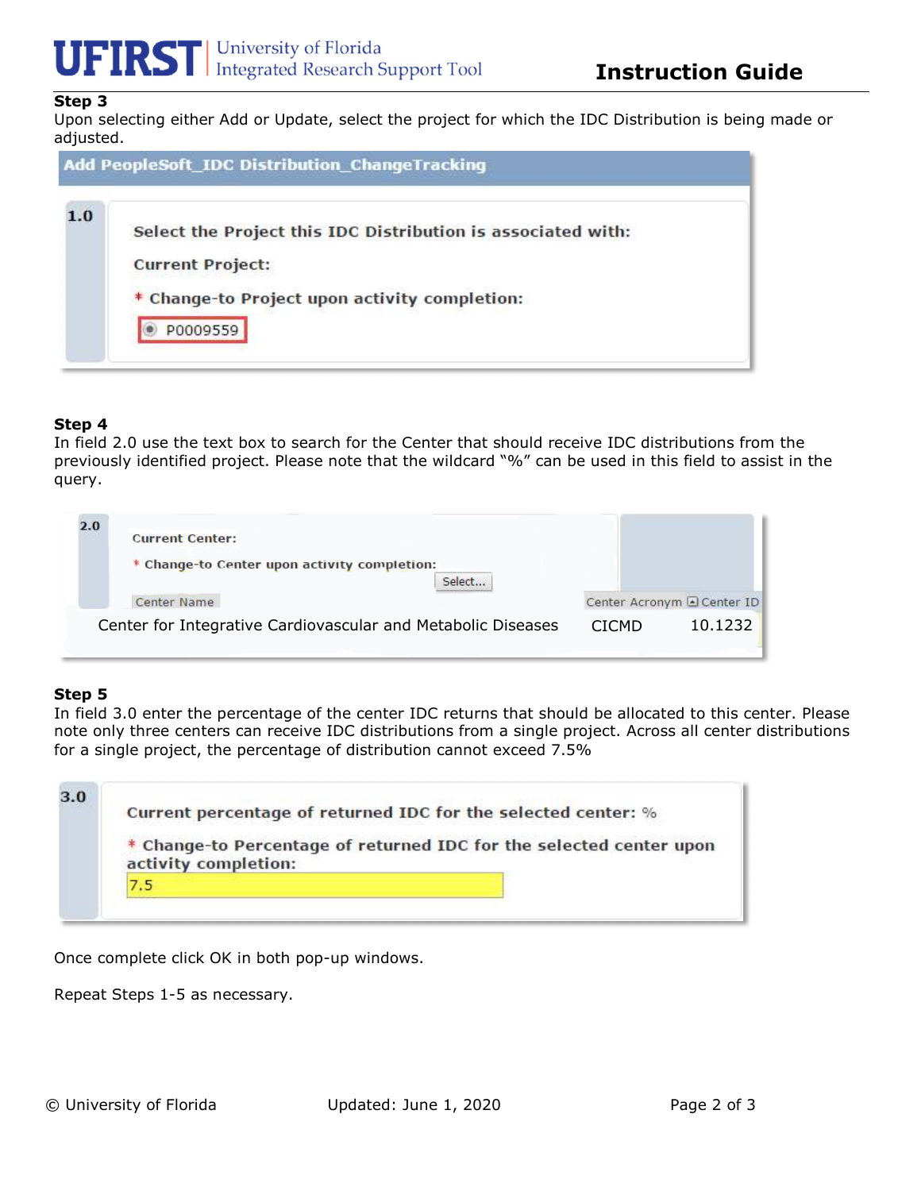**Step 3**
Upon selecting either Add or Update, select the project for which the IDC Distribution is being made or adjusted.

**Add PeopleSoft_IDC Distribution_ChangeTracking**

1.0

Select the Project this IDC Distribution is associated with:

Current Project:

* Change-to Project upon activity completion:

P0009559

**Step 4**
In field 2.0 use the text box to search for the Center that should receive IDC distributions from the previously identified project. Please note that the wildcard "%" can be used in this field to assist in the query.

2.0

Current Center:

* Change-to Center upon activity completion:

Select...

| Center Name | Center Acronym | Center ID |
|---|---|---|
| Center for Integrative Cardiovascular and Metabolic Diseases | CICMD | 10.1232 |

**Step 5**
In field 3.0 enter the percentage of the center IDC returns that should be allocated to this center. Please note only three centers can receive IDC distributions from a single project. Across all center distributions for a single project, the percentage of distribution cannot exceed 7.5%

3.0

Current percentage of returned IDC for the selected center: %

* Change-to Percentage of returned IDC for the selected center upon activity completion:

7.5

Once complete click OK in both pop-up windows.

Repeat Steps 1-5 as necessary.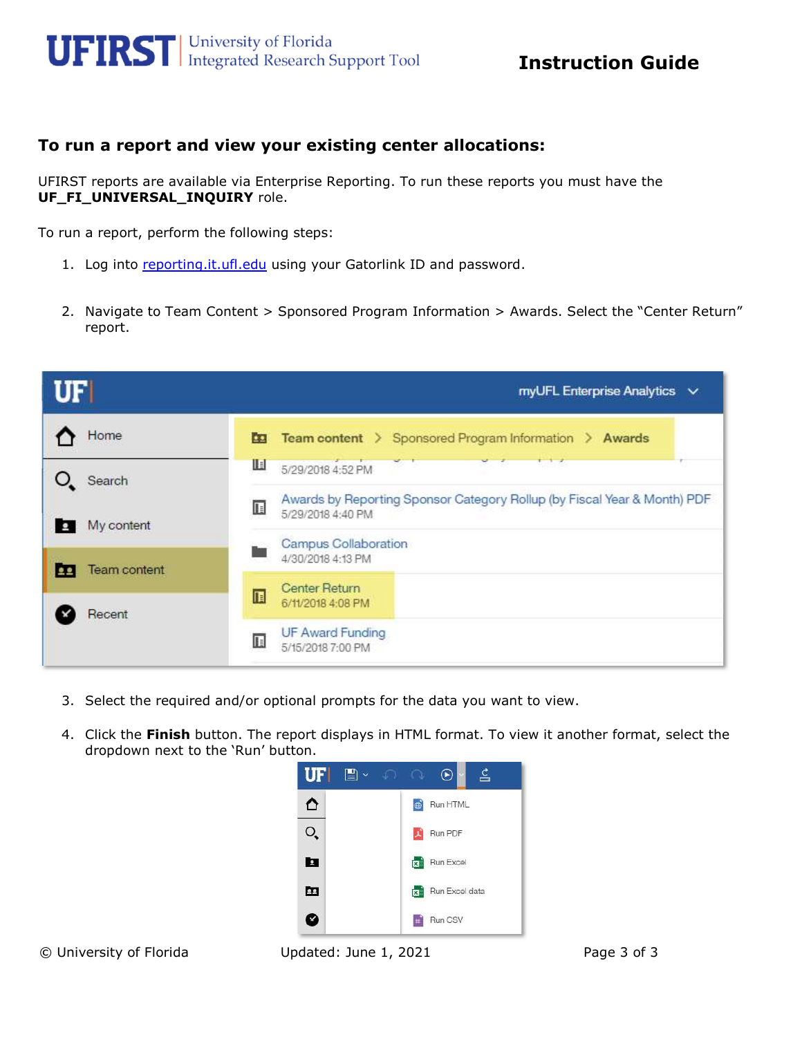## To run a report and view your existing center allocations:

UFIRST reports are available via Enterprise Reporting. To run these reports you must have the **UF_FI_UNIVERSAL_INQUIRY** role.

To run a report, perform the following steps:

1. Log into reporting.it.ufl.edu using your Gatorlink ID and password.

2. Navigate to Team Content > Sponsored Program Information > Awards. Select the "Center Return" report.

3. Select the required and/or optional prompts for the data you want to view.

4. Click the **Finish** button. The report displays in HTML format. To view it another format, select the dropdown next to the 'Run' button.